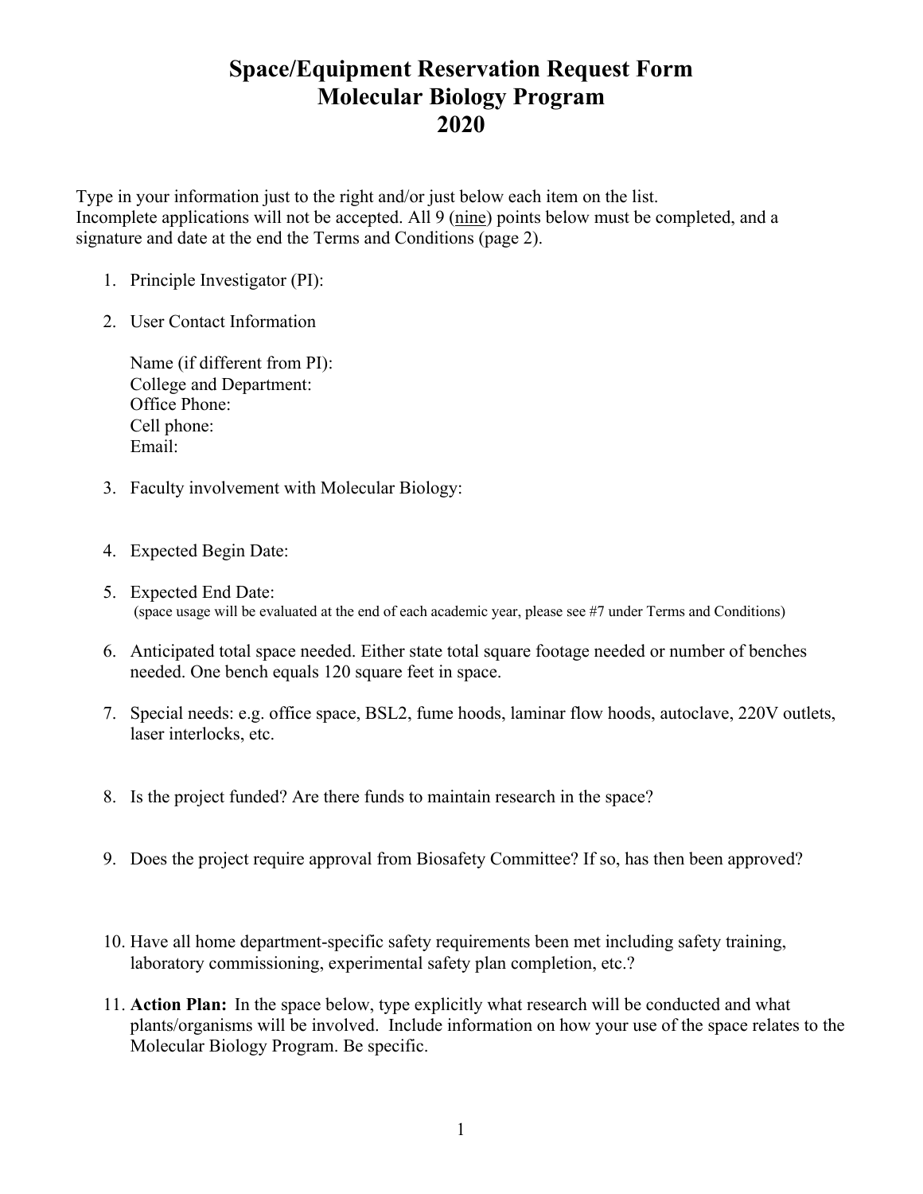# Space/Equipment Reservation Request Form
# Molecular Biology Program
# 2020

Type in your information just to the right and/or just below each item on the list.
Incomplete applications will not be accepted. All 9 (nine) points below must be completed, and a signature and date at the end the Terms and Conditions (page 2).

1. Principle Investigator (PI):

2. User Contact Information

   Name (if different from PI):
   College and Department:
   Office Phone:
   Cell phone:
   Email:

3. Faculty involvement with Molecular Biology:

4. Expected Begin Date:

5. Expected End Date:
   (space usage will be evaluated at the end of each academic year, please see #7 under Terms and Conditions)

6. Anticipated total space needed. Either state total square footage needed or number of benches needed. One bench equals 120 square feet in space.

7. Special needs: e.g. office space, BSL2, fume hoods, laminar flow hoods, autoclave, 220V outlets, laser interlocks, etc.

8. Is the project funded? Are there funds to maintain research in the space?

9. Does the project require approval from Biosafety Committee? If so, has then been approved?

10. Have all home department-specific safety requirements been met including safety training, laboratory commissioning, experimental safety plan completion, etc.?

11. **Action Plan:** In the space below, type explicitly what research will be conducted and what plants/organisms will be involved. Include information on how your use of the space relates to the Molecular Biology Program. Be specific.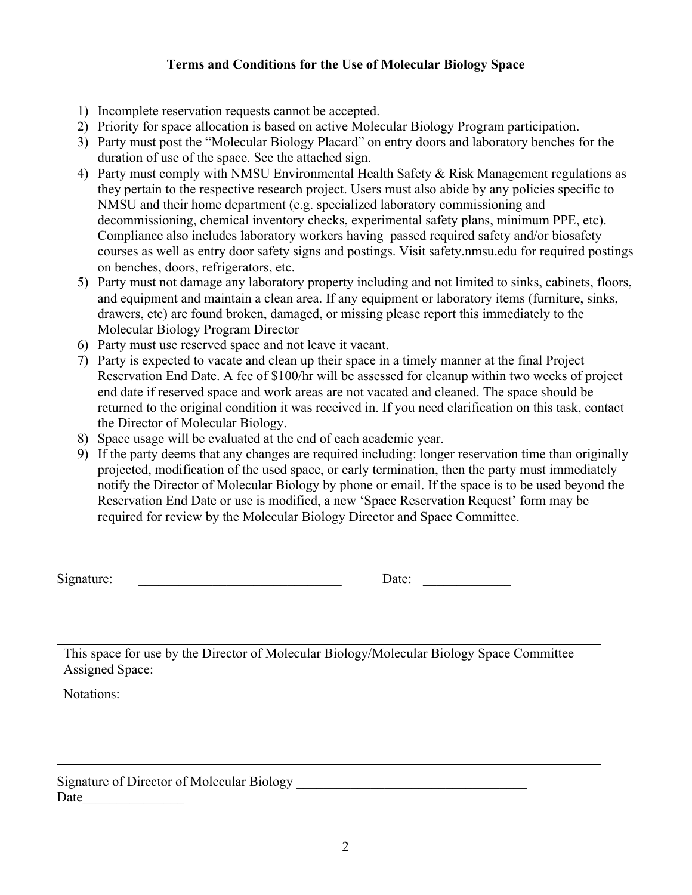**Terms and Conditions for the Use of Molecular Biology Space**

1) Incomplete reservation requests cannot be accepted.
2) Priority for space allocation is based on active Molecular Biology Program participation.
3) Party must post the "Molecular Biology Placard" on entry doors and laboratory benches for the duration of use of the space. See the attached sign.
4) Party must comply with NMSU Environmental Health Safety & Risk Management regulations as they pertain to the respective research project. Users must also abide by any policies specific to NMSU and their home department (e.g. specialized laboratory commissioning and decommissioning, chemical inventory checks, experimental safety plans, minimum PPE, etc). Compliance also includes laboratory workers having passed required safety and/or biosafety courses as well as entry door safety signs and postings. Visit safety.nmsu.edu for required postings on benches, doors, refrigerators, etc.
5) Party must not damage any laboratory property including and not limited to sinks, cabinets, floors, and equipment and maintain a clean area. If any equipment or laboratory items (furniture, sinks, drawers, etc) are found broken, damaged, or missing please report this immediately to the Molecular Biology Program Director
6) Party must <u>use</u> reserved space and not leave it vacant.
7) Party is expected to vacate and clean up their space in a timely manner at the final Project Reservation End Date. A fee of $100/hr will be assessed for cleanup within two weeks of project end date if reserved space and work areas are not vacated and cleaned. The space should be returned to the original condition it was received in. If you need clarification on this task, contact the Director of Molecular Biology.
8) Space usage will be evaluated at the end of each academic year.
9) If the party deems that any changes are required including: longer reservation time than originally projected, modification of the used space, or early termination, then the party must immediately notify the Director of Molecular Biology by phone or email. If the space is to be used beyond the Reservation End Date or use is modified, a new 'Space Reservation Request' form may be required for review by the Molecular Biology Director and Space Committee.

Signature: ______________________________ Date: _____________

| This space for use by the Director of Molecular Biology/Molecular Biology Space Committee | |
|---|---|
| Assigned Space: | |
| Notations: | |

Signature of Director of Molecular Biology __________________________________

Date_______________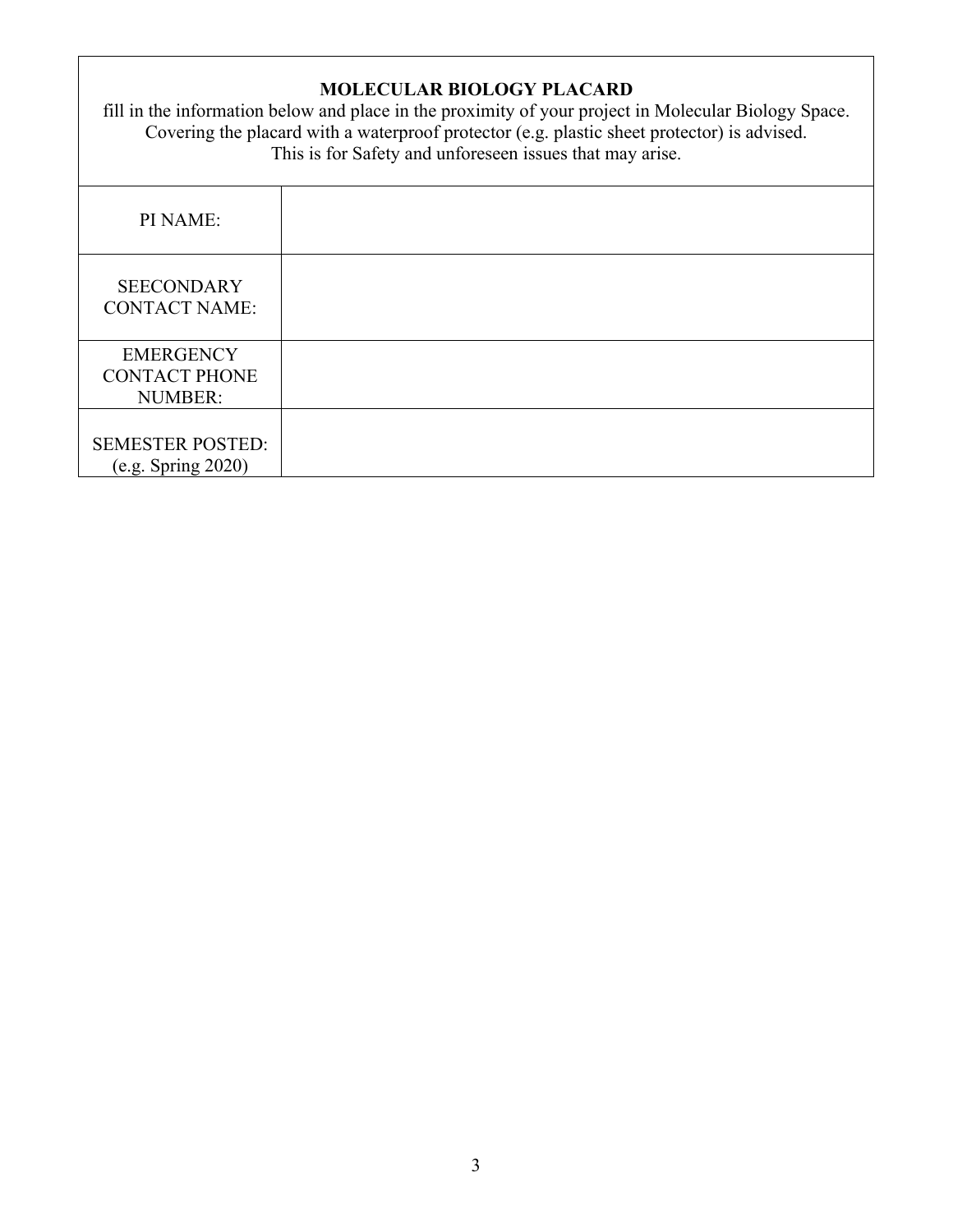# MOLECULAR BIOLOGY PLACARD

fill in the information below and place in the proximity of your project in Molecular Biology Space.
Covering the placard with a waterproof protector (e.g. plastic sheet protector) is advised.
This is for Safety and unforeseen issues that may arise.

| | |
|---|---|
| PI NAME: | |
| SEECONDARY CONTACT NAME: | |
| EMERGENCY CONTACT PHONE NUMBER: | |
| SEMESTER POSTED: (e.g. Spring 2020) | |